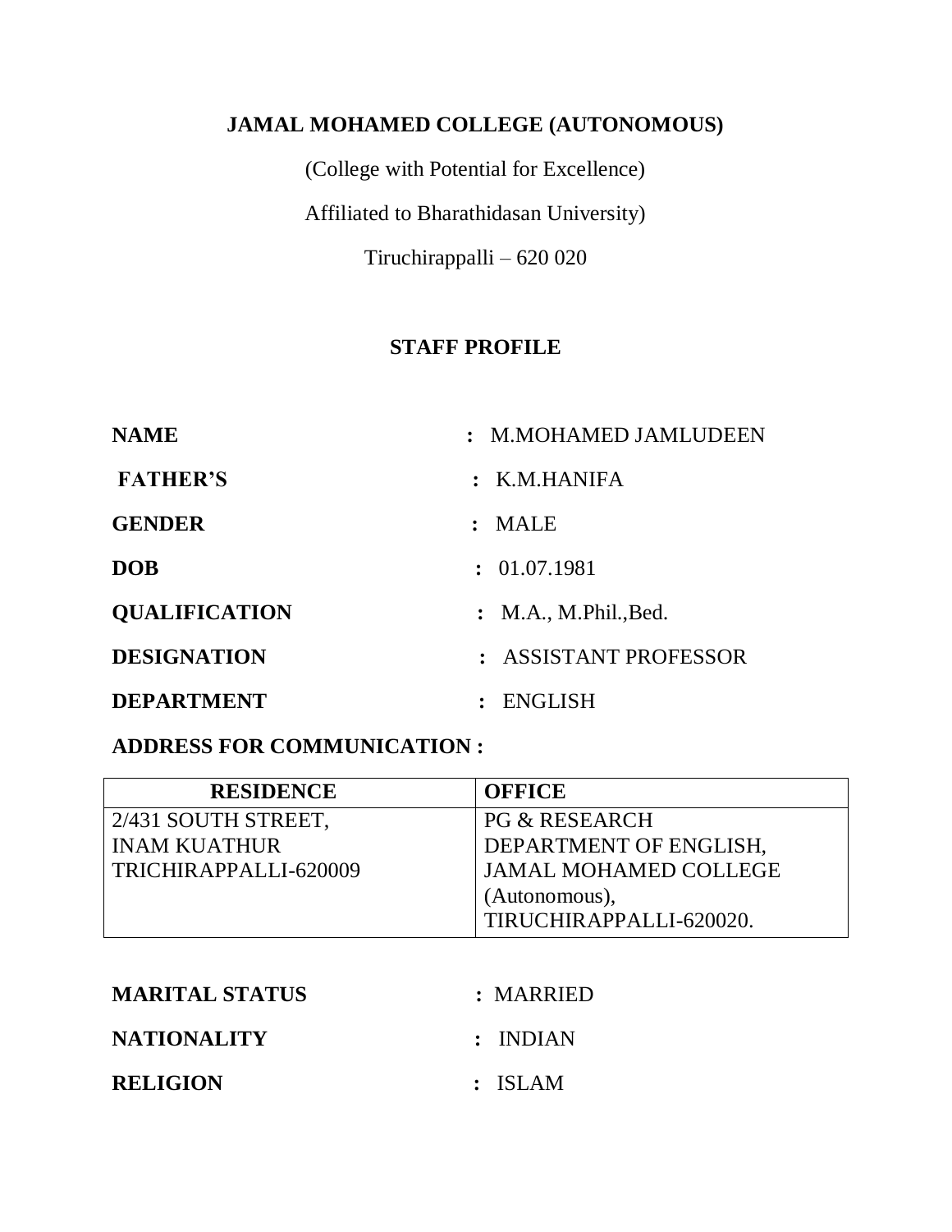# JAMAL MOHAMED COLLEGE (AUTONOMOUS)

(College with Potential for Excellence)

Affiliated to Bharathidasan University)

Tiruchirappalli – 620 020

## STAFF PROFILE

**NAME** : M.MOHAMED JAMLUDEEN

**FATHER'S** : K.M.HANIFA

**GENDER** : MALE

**DOB** : 01.07.1981

**QUALIFICATION** : M.A., M.Phil.,Bed.

**DESIGNATION** : ASSISTANT PROFESSOR

**DEPARTMENT** : ENGLISH

**ADDRESS FOR COMMUNICATION :**

| RESIDENCE | OFFICE |
|---|---|
| 2/431 SOUTH STREET,<br>INAM KUATHUR<br>TRICHIRAPPALLI-620009 | PG & RESEARCH<br>DEPARTMENT OF ENGLISH,<br>JAMAL MOHAMED COLLEGE<br>(Autonomous),<br>TIRUCHIRAPPALLI-620020. |

**MARITAL STATUS** : MARRIED

**NATIONALITY** : INDIAN

**RELIGION** : ISLAM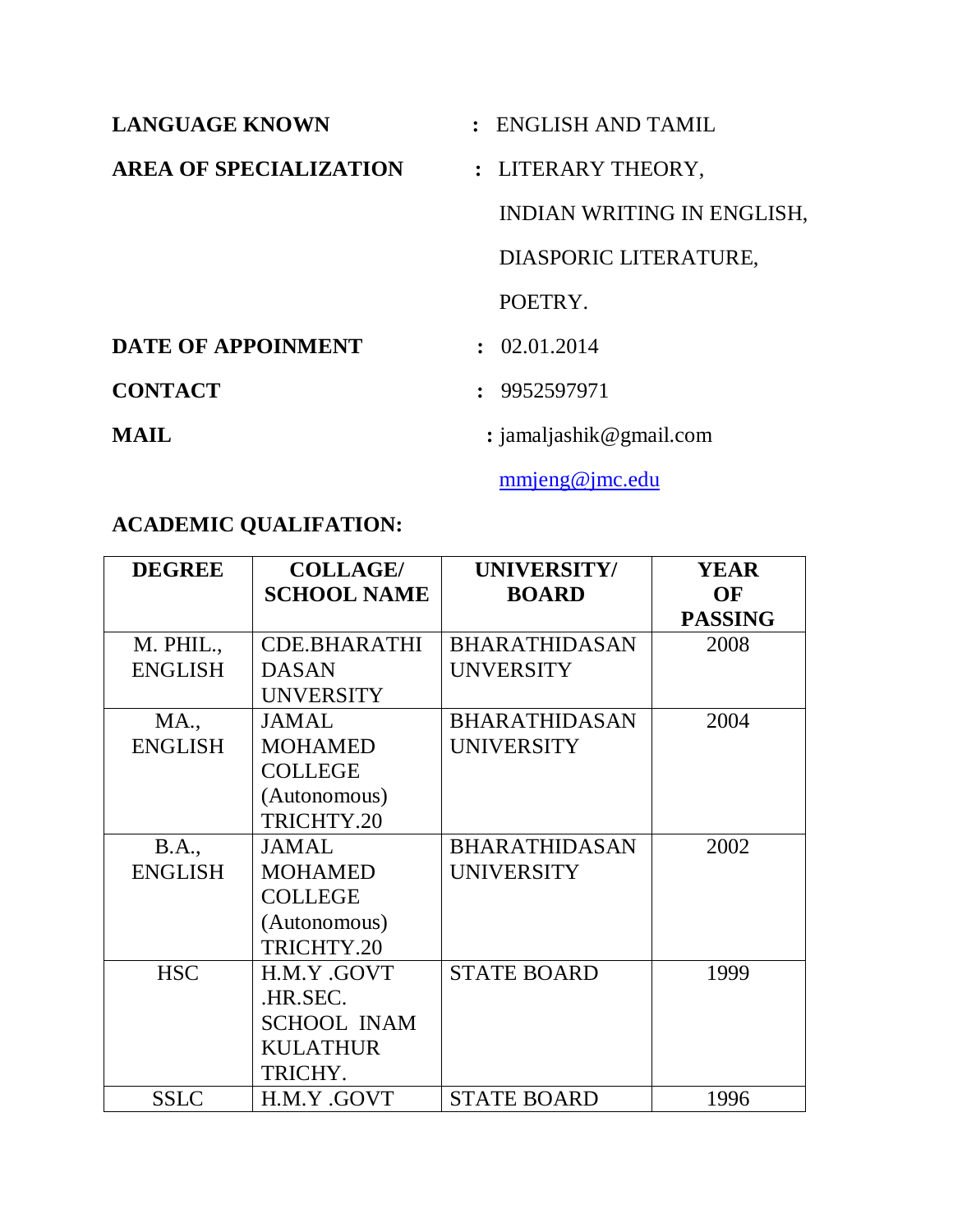**LANGUAGE KNOWN** : ENGLISH AND TAMIL

**AREA OF SPECIALIZATION** : LITERARY THEORY,

INDIAN WRITING IN ENGLISH,

DIASPORIC LITERATURE,

POETRY.

**DATE OF APPOINMENT** : 02.01.2014

**CONTACT** : 9952597971

**MAIL** : jamaljashik@gmail.com

mmjeng@jmc.edu

**ACADEMIC QUALIFATION:**

| DEGREE | COLLAGE/ SCHOOL NAME | UNIVERSITY/ BOARD | YEAR OF PASSING |
|---|---|---|---|
| M. PHIL., ENGLISH | CDE.BHARATHI DASAN UNVERSITY | BHARATHIDASAN UNVERSITY | 2008 |
| MA., ENGLISH | JAMAL MOHAMED COLLEGE (Autonomous) TRICHTY.20 | BHARATHIDASAN UNIVERSITY | 2004 |
| B.A., ENGLISH | JAMAL MOHAMED COLLEGE (Autonomous) TRICHTY.20 | BHARATHIDASAN UNIVERSITY | 2002 |
| HSC | H.M.Y .GOVT .HR.SEC. SCHOOL INAM KULATHUR TRICHY. | STATE BOARD | 1999 |
| SSLC | H.M.Y .GOVT | STATE BOARD | 1996 |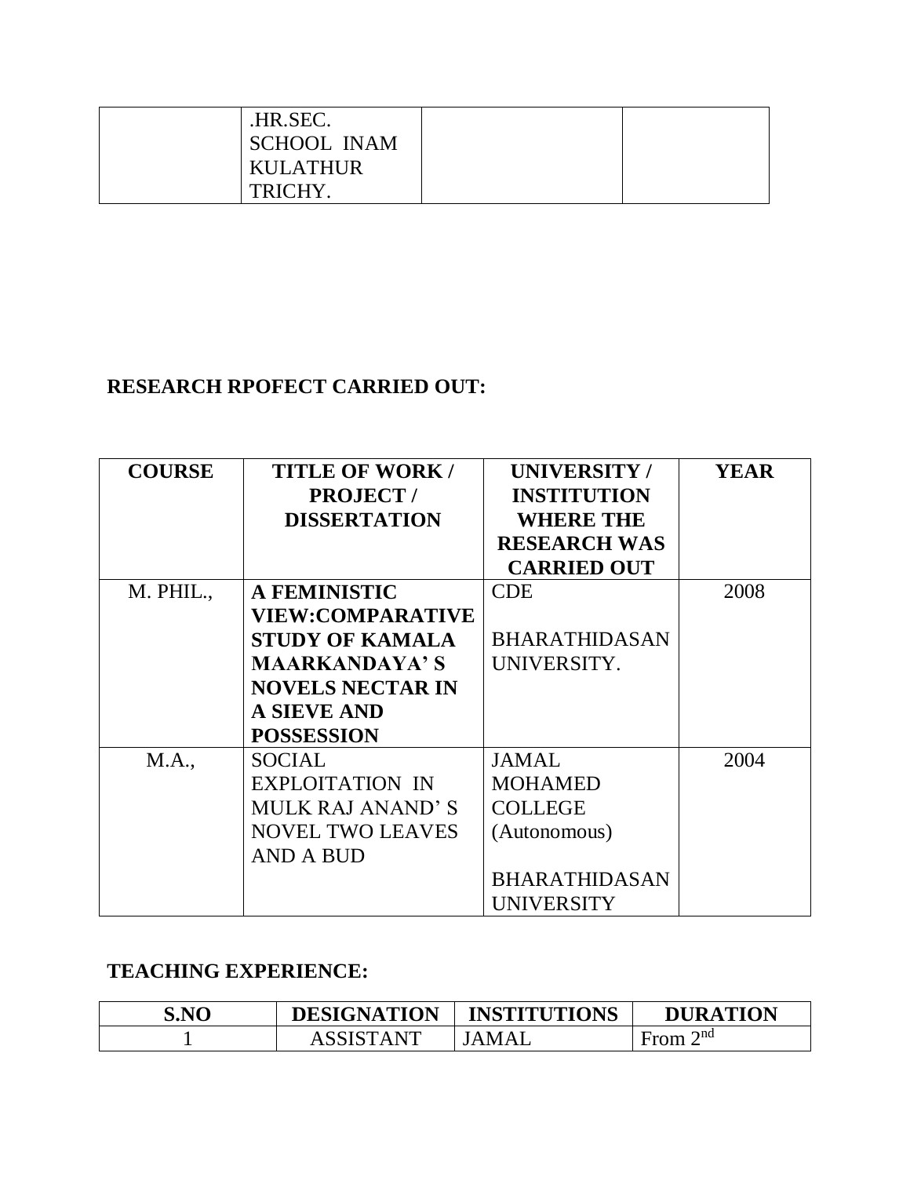| | .HR.SEC. SCHOOL INAM KULATHUR TRICHY. | | |
|---|---|---|---|

## RESEARCH RPOFECT CARRIED OUT:

| COURSE | TITLE OF WORK / PROJECT / DISSERTATION | UNIVERSITY / INSTITUTION WHERE THE RESEARCH WAS CARRIED OUT | YEAR |
|---|---|---|---|
| M. PHIL., | **A FEMINISTIC VIEW:COMPARATIVE STUDY OF KAMALA MAARKANDAYA' S NOVELS NECTAR IN A SIEVE AND POSSESSION** | CDE BHARATHIDASAN UNIVERSITY. | 2008 |
| M.A., | SOCIAL EXPLOITATION IN MULK RAJ ANAND' S NOVEL TWO LEAVES AND A BUD | JAMAL MOHAMED COLLEGE (Autonomous) BHARATHIDASAN UNIVERSITY | 2004 |

## TEACHING EXPERIENCE:

| S.NO | DESIGNATION | INSTITUTIONS | DURATION |
|---|---|---|---|
| 1 | ASSISTANT | JAMAL | From 2nd |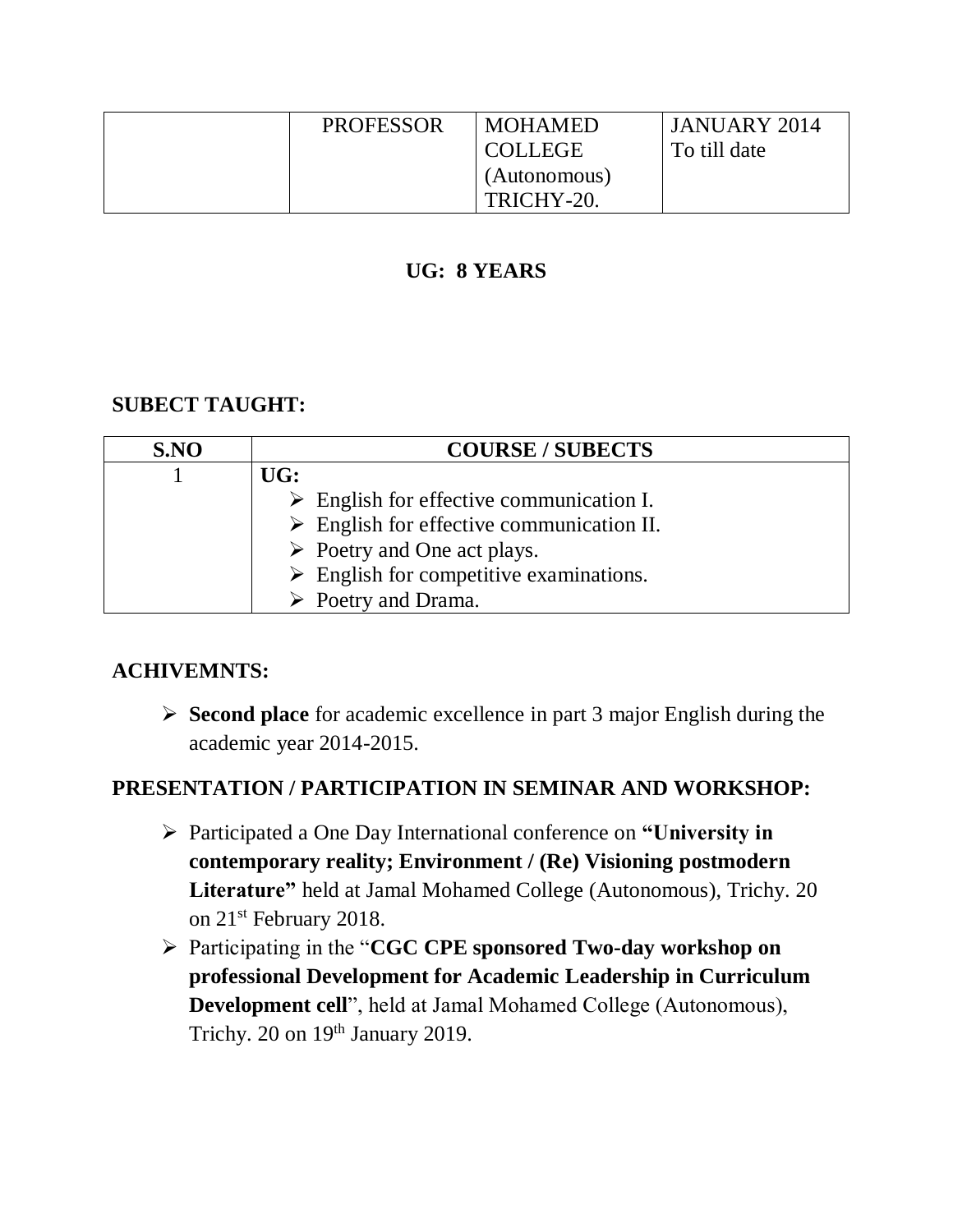|  | PROFESSOR | MOHAMED COLLEGE (Autonomous) TRICHY-20. | JANUARY 2014 To till date |
|---|---|---|---|

**UG: 8 YEARS**

## SUBECT TAUGHT:

| S.NO | COURSE / SUBECTS |
|---|---|
| 1 | **UG:**<br>➢ English for effective communication I.<br>➢ English for effective communication II.<br>➢ Poetry and One act plays.<br>➢ English for competitive examinations.<br>➢ Poetry and Drama. |

## ACHIVEMNTS:

- **Second place** for academic excellence in part 3 major English during the academic year 2014-2015.

## PRESENTATION / PARTICIPATION IN SEMINAR AND WORKSHOP:

- Participated a One Day International conference on **"University in contemporary reality; Environment / (Re) Visioning postmodern Literature"** held at Jamal Mohamed College (Autonomous), Trichy. 20 on 21st February 2018.
- Participating in the "**CGC CPE sponsored Two-day workshop on professional Development for Academic Leadership in Curriculum Development cell**", held at Jamal Mohamed College (Autonomous), Trichy. 20 on 19th January 2019.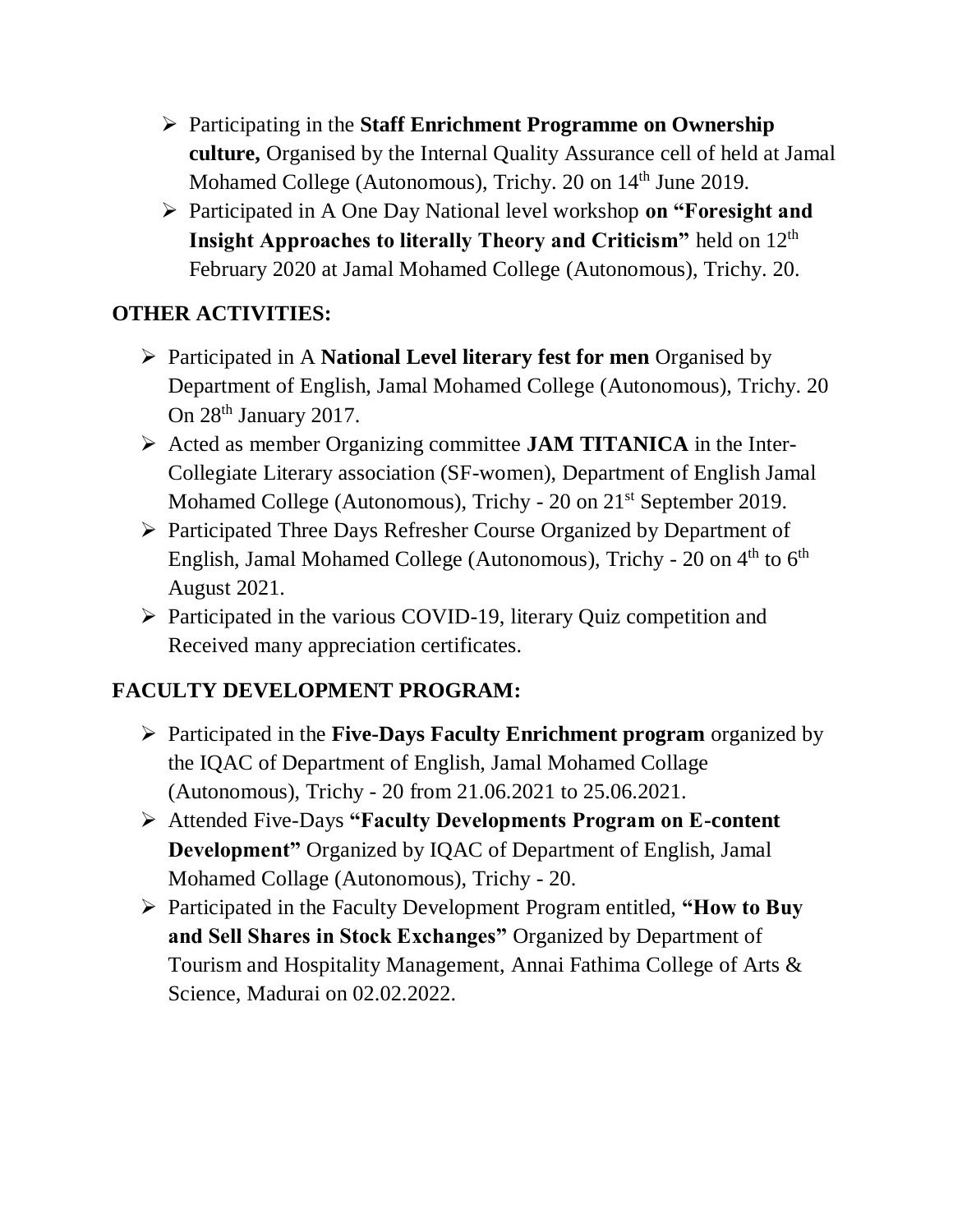- Participating in the **Staff Enrichment Programme on Ownership culture,** Organised by the Internal Quality Assurance cell of held at Jamal Mohamed College (Autonomous), Trichy. 20 on 14th June 2019.
- Participated in A One Day National level workshop **on "Foresight and Insight Approaches to literally Theory and Criticism"** held on 12th February 2020 at Jamal Mohamed College (Autonomous), Trichy. 20.

## OTHER ACTIVITIES:

- Participated in A **National Level literary fest for men** Organised by Department of English, Jamal Mohamed College (Autonomous), Trichy. 20 On 28th January 2017.
- Acted as member Organizing committee **JAM TITANICA** in the Inter-Collegiate Literary association (SF-women), Department of English Jamal Mohamed College (Autonomous), Trichy - 20 on 21st September 2019.
- Participated Three Days Refresher Course Organized by Department of English, Jamal Mohamed College (Autonomous), Trichy - 20 on 4th to 6th August 2021.
- Participated in the various COVID-19, literary Quiz competition and Received many appreciation certificates.

## FACULTY DEVELOPMENT PROGRAM:

- Participated in the **Five-Days Faculty Enrichment program** organized by the IQAC of Department of English, Jamal Mohamed Collage (Autonomous), Trichy - 20 from 21.06.2021 to 25.06.2021.
- Attended Five-Days **"Faculty Developments Program on E-content Development"** Organized by IQAC of Department of English, Jamal Mohamed Collage (Autonomous), Trichy - 20.
- Participated in the Faculty Development Program entitled, **"How to Buy and Sell Shares in Stock Exchanges"** Organized by Department of Tourism and Hospitality Management, Annai Fathima College of Arts & Science, Madurai on 02.02.2022.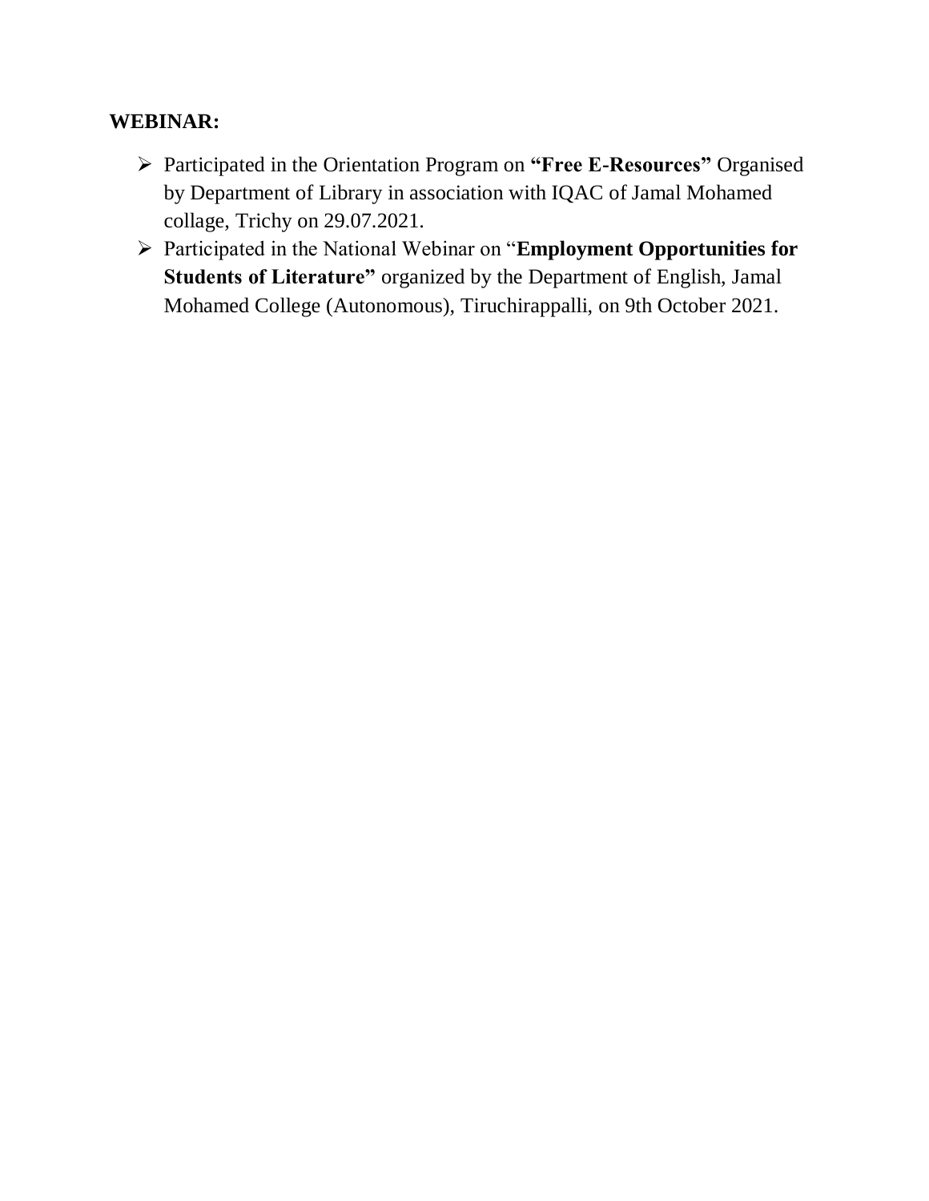**WEBINAR:**

- Participated in the Orientation Program on **"Free E-Resources"** Organised by Department of Library in association with IQAC of Jamal Mohamed collage, Trichy on 29.07.2021.
- Participated in the National Webinar on "**Employment Opportunities for Students of Literature"** organized by the Department of English, Jamal Mohamed College (Autonomous), Tiruchirappalli, on 9th October 2021.